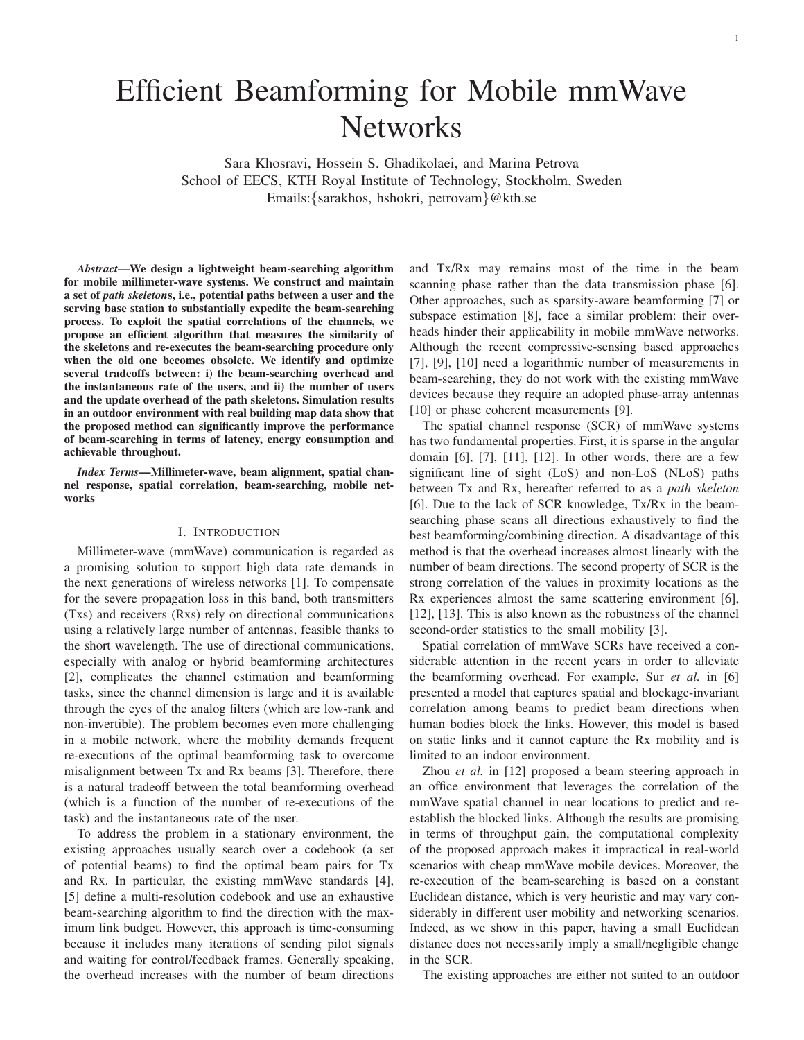# Efficient Beamforming for Mobile mmWave Networks

Sara Khosravi, Hossein S. Ghadikolaei, and Marina Petrova
School of EECS, KTH Royal Institute of Technology, Stockholm, Sweden
Emails:{sarakhos, hshokri, petrovam}@kth.se

***Abstract*—We design a lightweight beam-searching algorithm for mobile millimeter-wave systems. We construct and maintain a set of *path skeleton*s, i.e., potential paths between a user and the serving base station to substantially expedite the beam-searching process. To exploit the spatial correlations of the channels, we propose an efficient algorithm that measures the similarity of the skeletons and re-executes the beam-searching procedure only when the old one becomes obsolete. We identify and optimize several tradeoffs between: i) the beam-searching overhead and the instantaneous rate of the users, and ii) the number of users and the update overhead of the path skeletons. Simulation results in an outdoor environment with real building map data show that the proposed method can significantly improve the performance of beam-searching in terms of latency, energy consumption and achievable throughout.**

***Index Terms*—Millimeter-wave, beam alignment, spatial channel response, spatial correlation, beam-searching, mobile networks**

## I. Introduction

Millimeter-wave (mmWave) communication is regarded as a promising solution to support high data rate demands in the next generations of wireless networks [1]. To compensate for the severe propagation loss in this band, both transmitters (Txs) and receivers (Rxs) rely on directional communications using a relatively large number of antennas, feasible thanks to the short wavelength. The use of directional communications, especially with analog or hybrid beamforming architectures [2], complicates the channel estimation and beamforming tasks, since the channel dimension is large and it is available through the eyes of the analog filters (which are low-rank and non-invertible). The problem becomes even more challenging in a mobile network, where the mobility demands frequent re-executions of the optimal beamforming task to overcome misalignment between Tx and Rx beams [3]. Therefore, there is a natural tradeoff between the total beamforming overhead (which is a function of the number of re-executions of the task) and the instantaneous rate of the user.

To address the problem in a stationary environment, the existing approaches usually search over a codebook (a set of potential beams) to find the optimal beam pairs for Tx and Rx. In particular, the existing mmWave standards [4], [5] define a multi-resolution codebook and use an exhaustive beam-searching algorithm to find the direction with the maximum link budget. However, this approach is time-consuming because it includes many iterations of sending pilot signals and waiting for control/feedback frames. Generally speaking, the overhead increases with the number of beam directions and Tx/Rx may remains most of the time in the beam scanning phase rather than the data transmission phase [6]. Other approaches, such as sparsity-aware beamforming [7] or subspace estimation [8], face a similar problem: their overheads hinder their applicability in mobile mmWave networks. Although the recent compressive-sensing based approaches [7], [9], [10] need a logarithmic number of measurements in beam-searching, they do not work with the existing mmWave devices because they require an adopted phase-array antennas [10] or phase coherent measurements [9].

The spatial channel response (SCR) of mmWave systems has two fundamental properties. First, it is sparse in the angular domain [6], [7], [11], [12]. In other words, there are a few significant line of sight (LoS) and non-LoS (NLoS) paths between Tx and Rx, hereafter referred to as a *path skeleton* [6]. Due to the lack of SCR knowledge, Tx/Rx in the beam-searching phase scans all directions exhaustively to find the best beamforming/combining direction. A disadvantage of this method is that the overhead increases almost linearly with the number of beam directions. The second property of SCR is the strong correlation of the values in proximity locations as the Rx experiences almost the same scattering environment [6], [12], [13]. This is also known as the robustness of the channel second-order statistics to the small mobility [3].

Spatial correlation of mmWave SCRs have received a considerable attention in the recent years in order to alleviate the beamforming overhead. For example, Sur *et al.* in [6] presented a model that captures spatial and blockage-invariant correlation among beams to predict beam directions when human bodies block the links. However, this model is based on static links and it cannot capture the Rx mobility and is limited to an indoor environment.

Zhou *et al.* in [12] proposed a beam steering approach in an office environment that leverages the correlation of the mmWave spatial channel in near locations to predict and re-establish the blocked links. Although the results are promising in terms of throughput gain, the computational complexity of the proposed approach makes it impractical in real-world scenarios with cheap mmWave mobile devices. Moreover, the re-execution of the beam-searching is based on a constant Euclidean distance, which is very heuristic and may vary considerably in different user mobility and networking scenarios. Indeed, as we show in this paper, having a small Euclidean distance does not necessarily imply a small/negligible change in the SCR.

The existing approaches are either not suited to an outdoor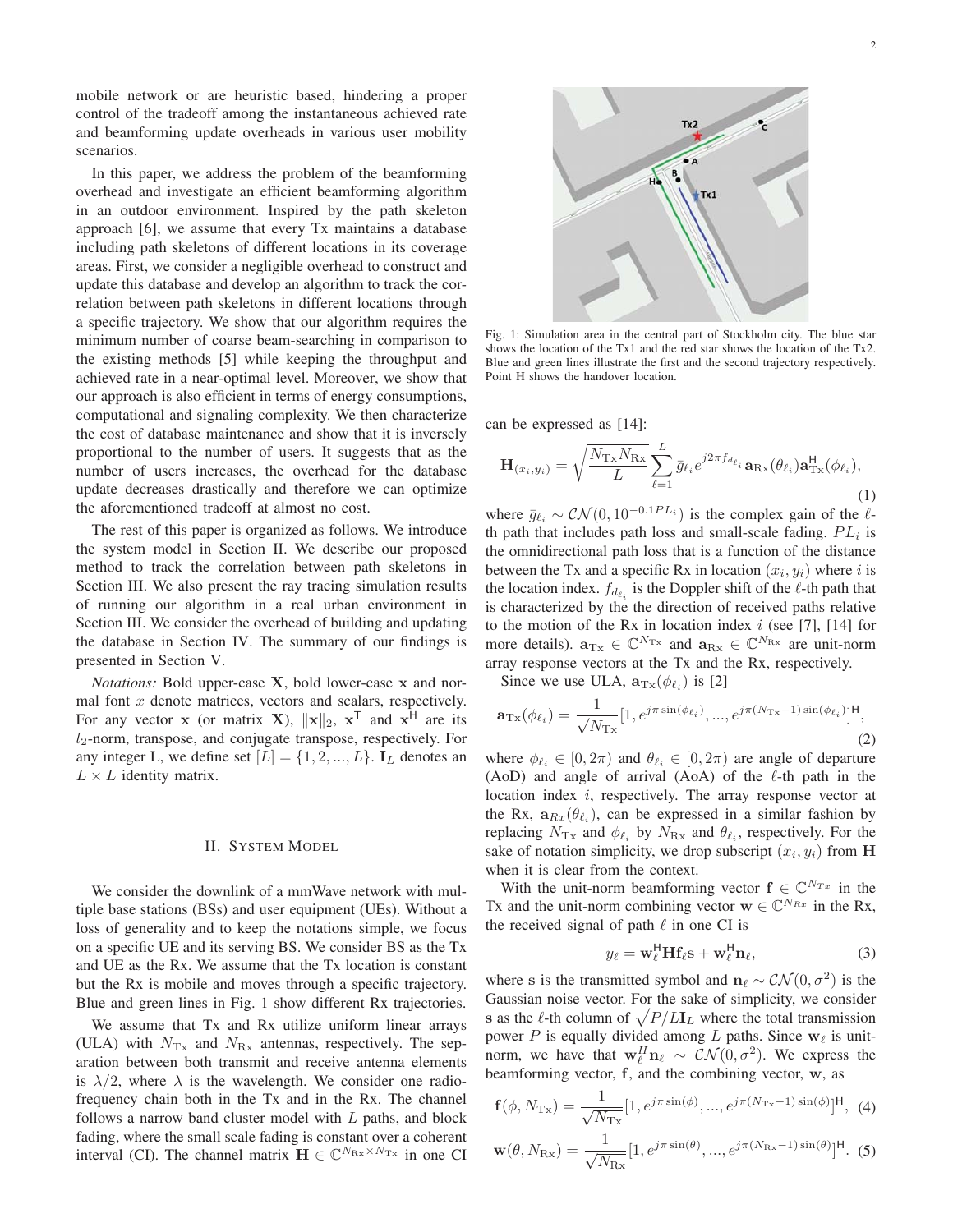mobile network or are heuristic based, hindering a proper control of the tradeoff among the instantaneous achieved rate and beamforming update overheads in various user mobility scenarios.

In this paper, we address the problem of the beamforming overhead and investigate an efficient beamforming algorithm in an outdoor environment. Inspired by the path skeleton approach [6], we assume that every Tx maintains a database including path skeletons of different locations in its coverage areas. First, we consider a negligible overhead to construct and update this database and develop an algorithm to track the correlation between path skeletons in different locations through a specific trajectory. We show that our algorithm requires the minimum number of coarse beam-searching in comparison to the existing methods [5] while keeping the throughput and achieved rate in a near-optimal level. Moreover, we show that our approach is also efficient in terms of energy consumptions, computational and signaling complexity. We then characterize the cost of database maintenance and show that it is inversely proportional to the number of users. It suggests that as the number of users increases, the overhead for the database update decreases drastically and therefore we can optimize the aforementioned tradeoff at almost no cost.

The rest of this paper is organized as follows. We introduce the system model in Section II. We describe our proposed method to track the correlation between path skeletons in Section III. We also present the ray tracing simulation results of running our algorithm in a real urban environment in Section III. We consider the overhead of building and updating the database in Section IV. The summary of our findings is presented in Section V.

*Notations:* Bold upper-case $\mathbf{X}$, bold lower-case $\mathbf{x}$ and normal font $x$ denote matrices, vectors and scalars, respectively. For any vector $\mathbf{x}$ (or matrix $\mathbf{X}$), $\|\mathbf{x}\|_2$, $\mathbf{x}^\mathsf{T}$ and $\mathbf{x}^\mathsf{H}$ are its $l_2$-norm, transpose, and conjugate transpose, respectively. For any integer L, we define set $[L] = \{1, 2, ..., L\}$. $\mathbf{I}_L$ denotes an $L \times L$ identity matrix.

## II. System Model

We consider the downlink of a mmWave network with multiple base stations (BSs) and user equipment (UEs). Without a loss of generality and to keep the notations simple, we focus on a specific UE and its serving BS. We consider BS as the Tx and UE as the Rx. We assume that the Tx location is constant but the Rx is mobile and moves through a specific trajectory. Blue and green lines in Fig. 1 show different Rx trajectories.

We assume that Tx and Rx utilize uniform linear arrays (ULA) with $N_{\mathrm{Tx}}$ and $N_{\mathrm{Rx}}$ antennas, respectively. The separation between both transmit and receive antenna elements is $\lambda/2$, where $\lambda$ is the wavelength. We consider one radio-frequency chain both in the Tx and in the Rx. The channel follows a narrow band cluster model with $L$ paths, and block fading, where the small scale fading is constant over a coherent interval (CI). The channel matrix $\mathbf{H} \in \mathbb{C}^{N_{\mathrm{Rx}} \times N_{\mathrm{Tx}}}$ in one CI

Fig. 1: Simulation area in the central part of Stockholm city. The blue star shows the location of the Tx1 and the red star shows the location of the Tx2. Blue and green lines illustrate the first and the second trajectory respectively. Point H shows the handover location.

can be expressed as [14]:

$$\mathbf{H}_{(x_i,y_i)} = \sqrt{\frac{N_{\mathrm{Tx}}N_{\mathrm{Rx}}}{L}} \sum_{\ell=1}^{L} \bar{g}_{\ell_i} e^{j2\pi f_{d_{\ell_i}}} \mathbf{a}_{\mathrm{Rx}}(\theta_{\ell_i})\mathbf{a}_{\mathrm{Tx}}^{\mathsf{H}}(\phi_{\ell_i}), \tag{1}$$

where $\bar{g}_{\ell_i} \sim \mathcal{CN}(0, 10^{-0.1PL_i})$ is the complex gain of the $\ell$-th path that includes path loss and small-scale fading. $PL_i$ is the omnidirectional path loss that is a function of the distance between the Tx and a specific Rx in location $(x_i, y_i)$ where $i$ is the location index. $f_{d_{\ell_i}}$ is the Doppler shift of the $\ell$-th path that is characterized by the the direction of received paths relative to the motion of the Rx in location index $i$ (see [7], [14] for more details). $\mathbf{a}_{\mathrm{Tx}} \in \mathbb{C}^{N_{\mathrm{Tx}}}$ and $\mathbf{a}_{\mathrm{Rx}} \in \mathbb{C}^{N_{\mathrm{Rx}}}$ are unit-norm array response vectors at the Tx and the Rx, respectively.

Since we use ULA, $\mathbf{a}_{\mathrm{Tx}}(\phi_{\ell_i})$ is [2]

$$\mathbf{a}_{\mathrm{Tx}}(\phi_{\ell_i}) = \frac{1}{\sqrt{N_{\mathrm{Tx}}}}[1, e^{j\pi\sin(\phi_{\ell_i})}, ..., e^{j\pi(N_{\mathrm{Tx}}-1)\sin(\phi_{\ell_i})}]^{\mathsf{H}}, \tag{2}$$

where $\phi_{\ell_i} \in [0, 2\pi)$ and $\theta_{\ell_i} \in [0, 2\pi)$ are angle of departure (AoD) and angle of arrival (AoA) of the $\ell$-th path in the location index $i$, respectively. The array response vector at the Rx, $\mathbf{a}_{Rx}(\theta_{\ell_i})$, can be expressed in a similar fashion by replacing $N_{\mathrm{Tx}}$ and $\phi_{\ell_i}$ by $N_{\mathrm{Rx}}$ and $\theta_{\ell_i}$, respectively. For the sake of notation simplicity, we drop subscript $(x_i, y_i)$ from $\mathbf{H}$ when it is clear from the context.

With the unit-norm beamforming vector $\mathbf{f} \in \mathbb{C}^{N_{Tx}}$ in the Tx and the unit-norm combining vector $\mathbf{w} \in \mathbb{C}^{N_{Rx}}$ in the Rx, the received signal of path $\ell$ in one CI is

$$y_\ell = \mathbf{w}_\ell^{\mathsf{H}}\mathbf{H}\mathbf{f}_\ell\mathbf{s} + \mathbf{w}_\ell^{\mathsf{H}}\mathbf{n}_\ell, \tag{3}$$

where $\mathbf{s}$ is the transmitted symbol and $\mathbf{n}_\ell \sim \mathcal{CN}(0, \sigma^2)$ is the Gaussian noise vector. For the sake of simplicity, we consider $\mathbf{s}$ as the $\ell$-th column of $\sqrt{P/L}\mathbf{I}_L$ where the total transmission power $P$ is equally divided among $L$ paths. Since $\mathbf{w}_\ell$ is unit-norm, we have that $\mathbf{w}_\ell^H\mathbf{n}_\ell \sim \mathcal{CN}(0, \sigma^2)$. We express the beamforming vector, $\mathbf{f}$, and the combining vector, $\mathbf{w}$, as

$$\mathbf{f}(\phi, N_{\mathrm{Tx}}) = \frac{1}{\sqrt{N_{\mathrm{Tx}}}}[1, e^{j\pi\sin(\phi)}, ..., e^{j\pi(N_{\mathrm{Tx}}-1)\sin(\phi)}]^{\mathsf{H}}, \tag{4}$$

$$\mathbf{w}(\theta, N_{\mathrm{Rx}}) = \frac{1}{\sqrt{N_{\mathrm{Rx}}}}[1, e^{j\pi\sin(\theta)}, ..., e^{j\pi(N_{\mathrm{Rx}}-1)\sin(\theta)}]^{\mathsf{H}}. \tag{5}$$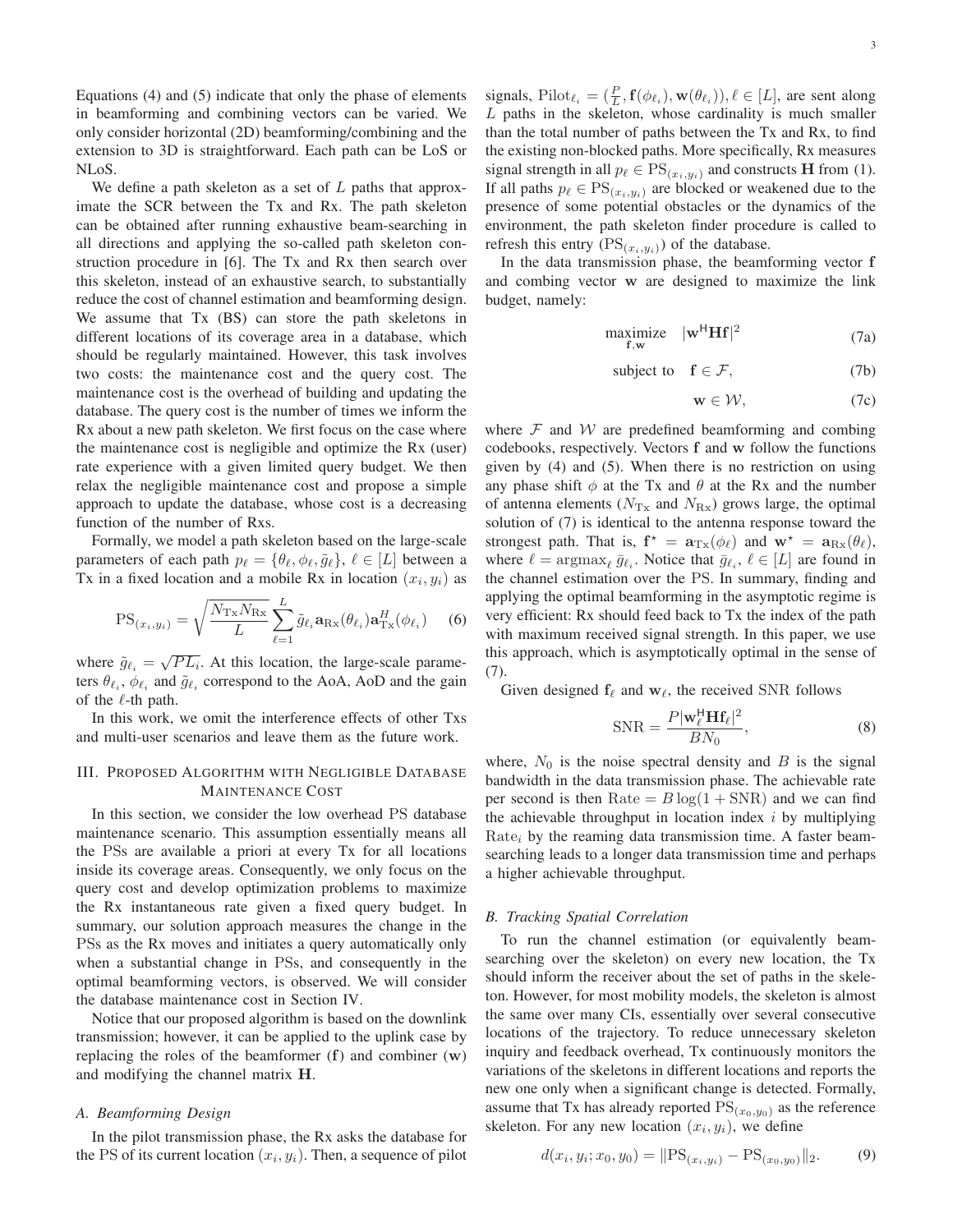Equations (4) and (5) indicate that only the phase of elements in beamforming and combining vectors can be varied. We only consider horizontal (2D) beamforming/combining and the extension to 3D is straightforward. Each path can be LoS or NLoS.

We define a path skeleton as a set of $L$ paths that approximate the SCR between the Tx and Rx. The path skeleton can be obtained after running exhaustive beam-searching in all directions and applying the so-called path skeleton construction procedure in [6]. The Tx and Rx then search over this skeleton, instead of an exhaustive search, to substantially reduce the cost of channel estimation and beamforming design. We assume that Tx (BS) can store the path skeletons in different locations of its coverage area in a database, which should be regularly maintained. However, this task involves two costs: the maintenance cost and the query cost. The maintenance cost is the overhead of building and updating the database. The query cost is the number of times we inform the Rx about a new path skeleton. We first focus on the case where the maintenance cost is negligible and optimize the Rx (user) rate experience with a given limited query budget. We then relax the negligible maintenance cost and propose a simple approach to update the database, whose cost is a decreasing function of the number of Rxs.

Formally, we model a path skeleton based on the large-scale parameters of each path $p_\ell = \{\theta_\ell, \phi_\ell, \tilde{g}_\ell\}$, $\ell \in [L]$ between a Tx in a fixed location and a mobile Rx in location $(x_i, y_i)$ as

$$\mathrm{PS}_{(x_i,y_i)} = \sqrt{\frac{N_{\mathrm{Tx}} N_{\mathrm{Rx}}}{L}} \sum_{\ell=1}^{L} \tilde{g}_{\ell_i} \mathbf{a}_{\mathrm{Rx}}(\theta_{\ell_i}) \mathbf{a}_{\mathrm{Tx}}^H(\phi_{\ell_i}) \tag{6}$$

where $\tilde{g}_{\ell_i} = \sqrt{PL_i}$. At this location, the large-scale parameters $\theta_{\ell_i}$, $\phi_{\ell_i}$ and $\tilde{g}_{\ell_i}$ correspond to the AoA, AoD and the gain of the $\ell$-th path.

In this work, we omit the interference effects of other Txs and multi-user scenarios and leave them as the future work.

## III. Proposed Algorithm with Negligible Database Maintenance Cost

In this section, we consider the low overhead PS database maintenance scenario. This assumption essentially means all the PSs are available a priori at every Tx for all locations inside its coverage areas. Consequently, we only focus on the query cost and develop optimization problems to maximize the Rx instantaneous rate given a fixed query budget. In summary, our solution approach measures the change in the PSs as the Rx moves and initiates a query automatically only when a substantial change in PSs, and consequently in the optimal beamforming vectors, is observed. We will consider the database maintenance cost in Section IV.

Notice that our proposed algorithm is based on the downlink transmission; however, it can be applied to the uplink case by replacing the roles of the beamformer ($\mathbf{f}$) and combiner ($\mathbf{w}$) and modifying the channel matrix $\mathbf{H}$.

### A. Beamforming Design

In the pilot transmission phase, the Rx asks the database for the PS of its current location $(x_i, y_i)$. Then, a sequence of pilot signals, $\mathrm{Pilot}_{\ell_i} = (\frac{P}{L}, \mathbf{f}(\phi_{\ell_i}), \mathbf{w}(\theta_{\ell_i})), \ell \in [L]$, are sent along $L$ paths in the skeleton, whose cardinality is much smaller than the total number of paths between the Tx and Rx, to find the existing non-blocked paths. More specifically, Rx measures signal strength in all $p_\ell \in \mathrm{PS}_{(x_i,y_i)}$ and constructs $\mathbf{H}$ from (1). If all paths $p_\ell \in \mathrm{PS}_{(x_i,y_i)}$ are blocked or weakened due to the presence of some potential obstacles or the dynamics of the environment, the path skeleton finder procedure is called to refresh this entry ($\mathrm{PS}_{(x_i,y_i)}$) of the database.

In the data transmission phase, the beamforming vector $\mathbf{f}$ and combing vector $\mathbf{w}$ are designed to maximize the link budget, namely:

$$\underset{\mathbf{f},\mathbf{w}}{\text{maximize}} \quad |\mathbf{w}^{\mathsf{H}} \mathbf{H} \mathbf{f}|^2 \tag{7a}$$

$$\text{subject to} \quad \mathbf{f} \in \mathcal{F}, \tag{7b}$$

$$\mathbf{w} \in \mathcal{W}, \tag{7c}$$

where $\mathcal{F}$ and $\mathcal{W}$ are predefined beamforming and combing codebooks, respectively. Vectors $\mathbf{f}$ and $\mathbf{w}$ follow the functions given by (4) and (5). When there is no restriction on using any phase shift $\phi$ at the Tx and $\theta$ at the Rx and the number of antenna elements ($N_{\mathrm{Tx}}$ and $N_{\mathrm{Rx}}$) grows large, the optimal solution of (7) is identical to the antenna response toward the strongest path. That is, $\mathbf{f}^\star = \mathbf{a}_{\mathrm{Tx}}(\phi_\ell)$ and $\mathbf{w}^\star = \mathbf{a}_{\mathrm{Rx}}(\theta_\ell)$, where $\ell = \mathrm{argmax}_\ell\, \bar{g}_{\ell_i}$. Notice that $\bar{g}_{\ell_i}$, $\ell \in [L]$ are found in the channel estimation over the PS. In summary, finding and applying the optimal beamforming in the asymptotic regime is very efficient: Rx should feed back to Tx the index of the path with maximum received signal strength. In this paper, we use this approach, which is asymptotically optimal in the sense of (7).

Given designed $\mathbf{f}_\ell$ and $\mathbf{w}_\ell$, the received SNR follows

$$\mathrm{SNR} = \frac{P |\mathbf{w}_\ell^{\mathsf{H}} \mathbf{H} \mathbf{f}_\ell|^2}{B N_0}, \tag{8}$$

where, $N_0$ is the noise spectral density and $B$ is the signal bandwidth in the data transmission phase. The achievable rate per second is then $\mathrm{Rate} = B \log(1 + \mathrm{SNR})$ and we can find the achievable throughput in location index $i$ by multiplying $\mathrm{Rate}_i$ by the reaming data transmission time. A faster beam-searching leads to a longer data transmission time and perhaps a higher achievable throughput.

### B. Tracking Spatial Correlation

To run the channel estimation (or equivalently beam-searching over the skeleton) on every new location, the Tx should inform the receiver about the set of paths in the skeleton. However, for most mobility models, the skeleton is almost the same over many CIs, essentially over several consecutive locations of the trajectory. To reduce unnecessary skeleton inquiry and feedback overhead, Tx continuously monitors the variations of the skeletons in different locations and reports the new one only when a significant change is detected. Formally, assume that Tx has already reported $\mathrm{PS}_{(x_0,y_0)}$ as the reference skeleton. For any new location $(x_i, y_i)$, we define

$$d(x_i, y_i; x_0, y_0) = \|\mathrm{PS}_{(x_i,y_i)} - \mathrm{PS}_{(x_0,y_0)}\|_2. \tag{9}$$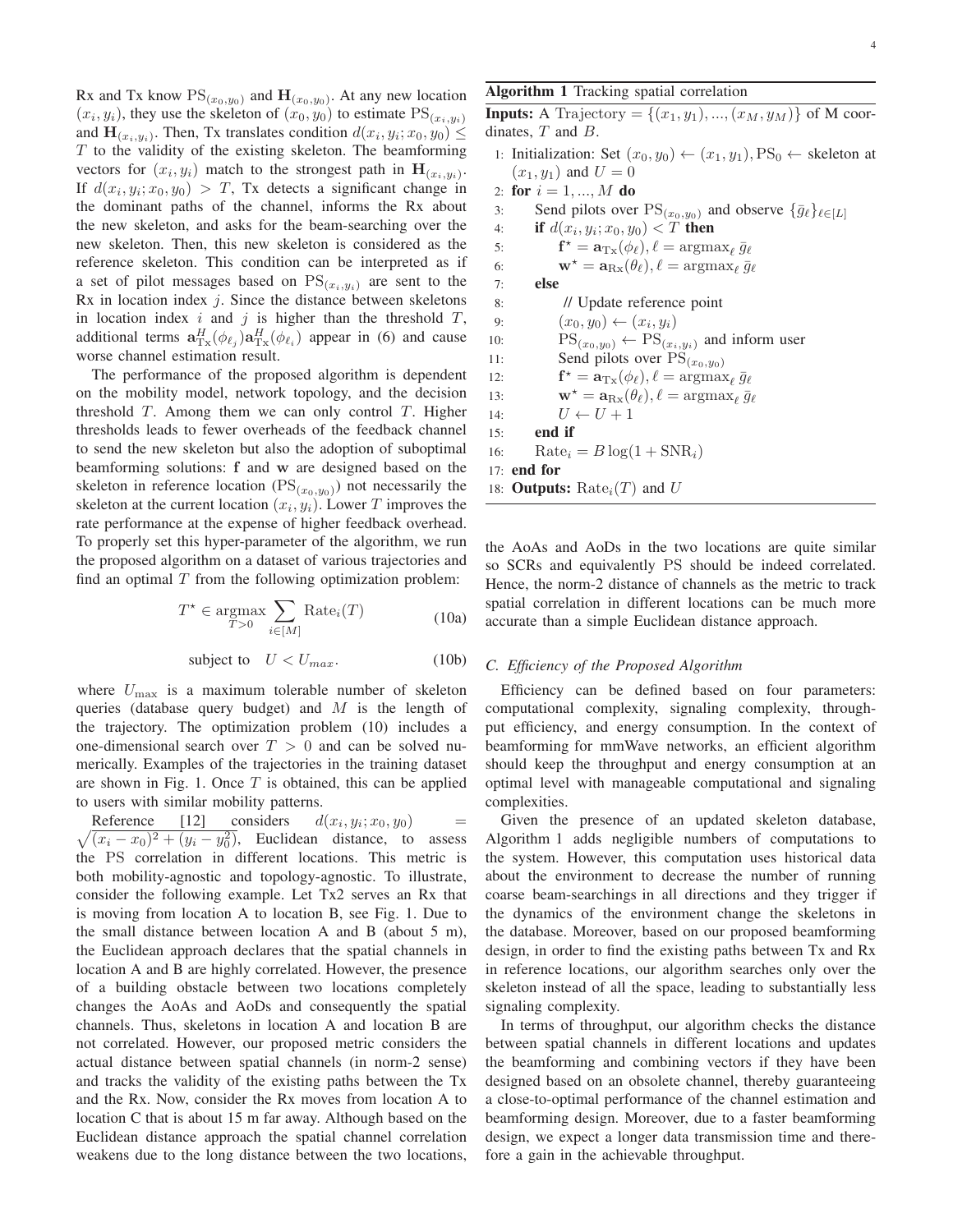Rx and Tx know $\text{PS}_{(x_0,y_0)}$ and $\mathbf{H}_{(x_0,y_0)}$. At any new location $(x_i, y_i)$, they use the skeleton of $(x_0, y_0)$ to estimate $\text{PS}_{(x_i,y_i)}$ and $\mathbf{H}_{(x_i,y_i)}$. Then, Tx translates condition $d(x_i, y_i; x_0, y_0) \leq T$ to the validity of the existing skeleton. The beamforming vectors for $(x_i, y_i)$ match to the strongest path in $\mathbf{H}_{(x_i,y_i)}$. If $d(x_i, y_i; x_0, y_0) > T$, Tx detects a significant change in the dominant paths of the channel, informs the Rx about the new skeleton, and asks for the beam-searching over the new skeleton. Then, this new skeleton is considered as the reference skeleton. This condition can be interpreted as if a set of pilot messages based on $\text{PS}_{(x_i,y_i)}$ are sent to the Rx in location index $j$. Since the distance between skeletons in location index $i$ and $j$ is higher than the threshold $T$, additional terms $\mathbf{a}_{\text{Tx}}^H(\phi_{\ell_j})\mathbf{a}_{\text{Tx}}^H(\phi_{\ell_i})$ appear in (6) and cause worse channel estimation result.

The performance of the proposed algorithm is dependent on the mobility model, network topology, and the decision threshold $T$. Among them we can only control $T$. Higher thresholds leads to fewer overheads of the feedback channel to send the new skeleton but also the adoption of suboptimal beamforming solutions: $\mathbf{f}$ and $\mathbf{w}$ are designed based on the skeleton in reference location ($\text{PS}_{(x_0,y_0)}$) not necessarily the skeleton at the current location $(x_i, y_i)$. Lower $T$ improves the rate performance at the expense of higher feedback overhead. To properly set this hyper-parameter of the algorithm, we run the proposed algorithm on a dataset of various trajectories and find an optimal $T$ from the following optimization problem:

$$T^\star \in \operatorname*{argmax}_{T>0} \sum_{i\in[M]} \text{Rate}_i(T) \tag{10a}$$

$$\text{subject to} \quad U < U_{max}. \tag{10b}$$

where $U_{\max}$ is a maximum tolerable number of skeleton queries (database query budget) and $M$ is the length of the trajectory. The optimization problem (10) includes a one-dimensional search over $T > 0$ and can be solved numerically. Examples of the trajectories in the training dataset are shown in Fig. 1. Once $T$ is obtained, this can be applied to users with similar mobility patterns.

Reference [12] considers $d(x_i, y_i; x_0, y_0) = \sqrt{(x_i - x_0)^2 + (y_i - y_0^2)}$, Euclidean distance, to assess the PS correlation in different locations. This metric is both mobility-agnostic and topology-agnostic. To illustrate, consider the following example. Let Tx2 serves an Rx that is moving from location A to location B, see Fig. 1. Due to the small distance between location A and B (about 5 m), the Euclidean approach declares that the spatial channels in location A and B are highly correlated. However, the presence of a building obstacle between two locations completely changes the AoAs and AoDs and consequently the spatial channels. Thus, skeletons in location A and location B are not correlated. However, our proposed metric considers the actual distance between spatial channels (in norm-2 sense) and tracks the validity of the existing paths between the Tx and the Rx. Now, consider the Rx moves from location A to location C that is about 15 m far away. Although based on the Euclidean distance approach the spatial channel correlation weakens due to the long distance between the two locations, the AoAs and AoDs in the two locations are quite similar so SCRs and equivalently PS should be indeed correlated. Hence, the norm-2 distance of channels as the metric to track spatial correlation in different locations can be much more accurate than a simple Euclidean distance approach.

**Algorithm 1** Tracking spatial correlation

**Inputs:** A Trajectory $= \{(x_1, y_1), ..., (x_M, y_M)\}$ of M coordinates, $T$ and $B$.

1: Initialization: Set $(x_0, y_0) \leftarrow (x_1, y_1), \text{PS}_0 \leftarrow$ skeleton at $(x_1, y_1)$ and $U = 0$
2: **for** $i = 1, ..., M$ **do**
3: Send pilots over $\text{PS}_{(x_0,y_0)}$ and observe $\{\bar{g}_\ell\}_{\ell\in[L]}$
4: **if** $d(x_i, y_i; x_0, y_0) < T$ **then**
5: $\mathbf{f}^\star = \mathbf{a}_{\text{Tx}}(\phi_\ell), \ell = \text{argmax}_\ell\, \bar{g}_\ell$
6: $\mathbf{w}^\star = \mathbf{a}_{\text{Rx}}(\theta_\ell), \ell = \text{argmax}_\ell\, \bar{g}_\ell$
7: **else**
8: // Update reference point
9: $(x_0, y_0) \leftarrow (x_i, y_i)$
10: $\text{PS}_{(x_0,y_0)} \leftarrow \text{PS}_{(x_i,y_i)}$ and inform user
11: Send pilots over $\text{PS}_{(x_0,y_0)}$
12: $\mathbf{f}^\star = \mathbf{a}_{\text{Tx}}(\phi_\ell), \ell = \text{argmax}_\ell\, \bar{g}_\ell$
13: $\mathbf{w}^\star = \mathbf{a}_{\text{Rx}}(\theta_\ell), \ell = \text{argmax}_\ell\, \bar{g}_\ell$
14: $U \leftarrow U + 1$
15: **end if**
16: $\text{Rate}_i = B \log(1 + \text{SNR}_i)$
17: **end for**
18: **Outputs:** $\text{Rate}_i(T)$ and $U$

### C. Efficiency of the Proposed Algorithm

Efficiency can be defined based on four parameters: computational complexity, signaling complexity, throughput efficiency, and energy consumption. In the context of beamforming for mmWave networks, an efficient algorithm should keep the throughput and energy consumption at an optimal level with manageable computational and signaling complexities.

Given the presence of an updated skeleton database, Algorithm 1 adds negligible numbers of computations to the system. However, this computation uses historical data about the environment to decrease the number of running coarse beam-searchings in all directions and they trigger if the dynamics of the environment change the skeletons in the database. Moreover, based on our proposed beamforming design, in order to find the existing paths between Tx and Rx in reference locations, our algorithm searches only over the skeleton instead of all the space, leading to substantially less signaling complexity.

In terms of throughput, our algorithm checks the distance between spatial channels in different locations and updates the beamforming and combining vectors if they have been designed based on an obsolete channel, thereby guaranteeing a close-to-optimal performance of the channel estimation and beamforming design. Moreover, due to a faster beamforming design, we expect a longer data transmission time and therefore a gain in the achievable throughput.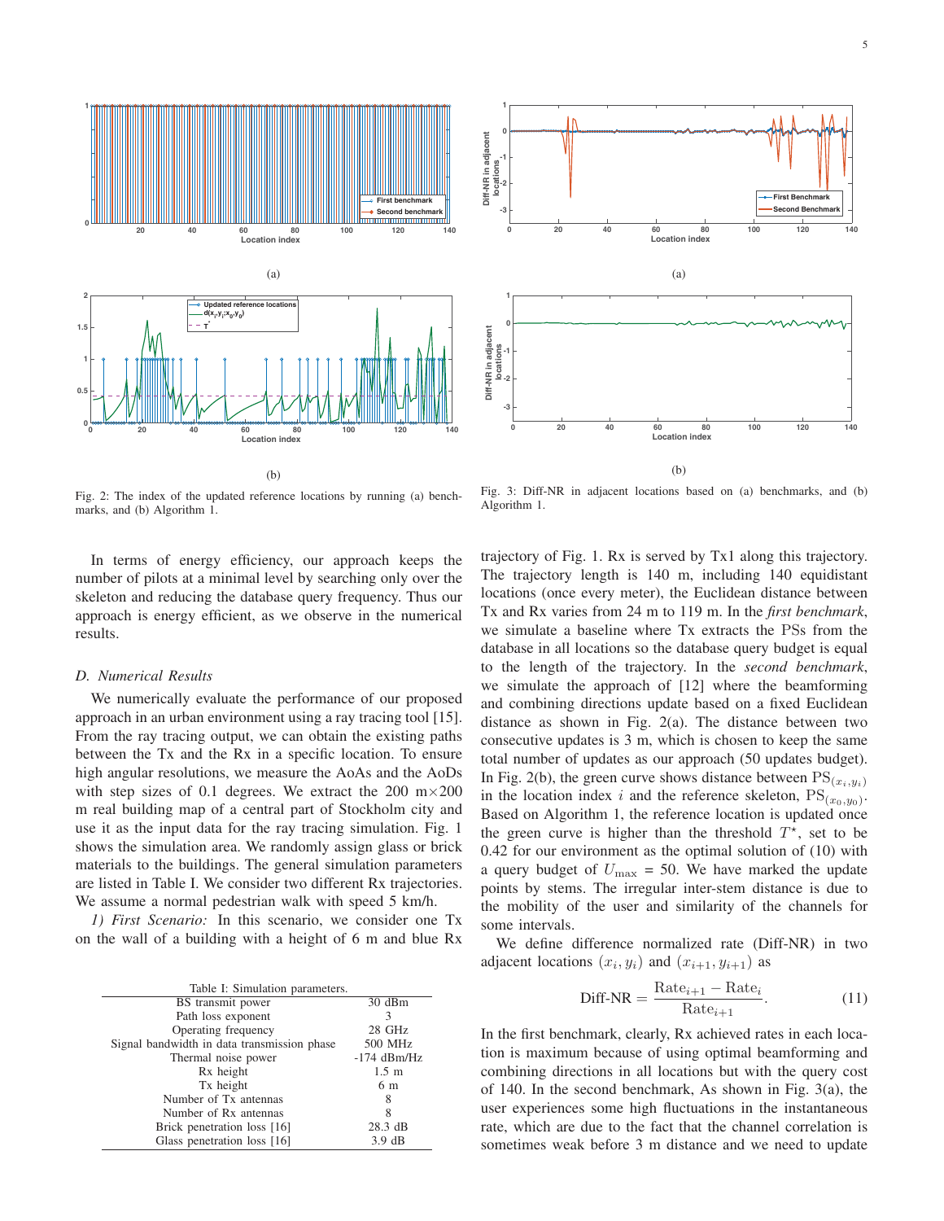Fig. 2: The index of the updated reference locations by running (a) benchmarks, and (b) Algorithm 1.

Fig. 3: Diff-NR in adjacent locations based on (a) benchmarks, and (b) Algorithm 1.

In terms of energy efficiency, our approach keeps the number of pilots at a minimal level by searching only over the skeleton and reducing the database query frequency. Thus our approach is energy efficient, as we observe in the numerical results.

### D. Numerical Results

We numerically evaluate the performance of our proposed approach in an urban environment using a ray tracing tool [15]. From the ray tracing output, we can obtain the existing paths between the Tx and the Rx in a specific location. To ensure high angular resolutions, we measure the AoAs and the AoDs with step sizes of 0.1 degrees. We extract the 200 m×200 m real building map of a central part of Stockholm city and use it as the input data for the ray tracing simulation. Fig. 1 shows the simulation area. We randomly assign glass or brick materials to the buildings. The general simulation parameters are listed in Table I. We consider two different Rx trajectories. We assume a normal pedestrian walk with speed 5 km/h.

*1) First Scenario:* In this scenario, we consider one Tx on the wall of a building with a height of 6 m and blue Rx trajectory of Fig. 1. Rx is served by Tx1 along this trajectory. The trajectory length is 140 m, including 140 equidistant locations (once every meter), the Euclidean distance between Tx and Rx varies from 24 m to 119 m. In the *first benchmark*, we simulate a baseline where Tx extracts the PSs from the database in all locations so the database query budget is equal to the length of the trajectory. In the *second benchmark*, we simulate the approach of [12] where the beamforming and combining directions update based on a fixed Euclidean distance as shown in Fig. 2(a). The distance between two consecutive updates is 3 m, which is chosen to keep the same total number of updates as our approach (50 updates budget). In Fig. 2(b), the green curve shows distance between $\mathrm{PS}_{(x_i,y_i)}$ in the location index $i$ and the reference skeleton, $\mathrm{PS}_{(x_0,y_0)}$. Based on Algorithm 1, the reference location is updated once the green curve is higher than the threshold $T^{\star}$, set to be 0.42 for our environment as the optimal solution of (10) with a query budget of $U_{\max}$ = 50. We have marked the update points by stems. The irregular inter-stem distance is due to the mobility of the user and similarity of the channels for some intervals.

We define difference normalized rate (Diff-NR) in two adjacent locations $(x_i, y_i)$ and $(x_{i+1}, y_{i+1})$ as

$$\text{Diff-NR} = \frac{\text{Rate}_{i+1} - \text{Rate}_i}{\text{Rate}_{i+1}}. \tag{11}$$

In the first benchmark, clearly, Rx achieved rates in each location is maximum because of using optimal beamforming and combining directions in all locations but with the query cost of 140. In the second benchmark, As shown in Fig. 3(a), the user experiences some high fluctuations in the instantaneous rate, which are due to the fact that the channel correlation is sometimes weak before 3 m distance and we need to update

Table I: Simulation parameters.

| Parameter | Value |
|---|---|
| BS transmit power | 30 dBm |
| Path loss exponent | 3 |
| Operating frequency | 28 GHz |
| Signal bandwidth in data transmission phase | 500 MHz |
| Thermal noise power | -174 dBm/Hz |
| Rx height | 1.5 m |
| Tx height | 6 m |
| Number of Tx antennas | 8 |
| Number of Rx antennas | 8 |
| Brick penetration loss [16] | 28.3 dB |
| Glass penetration loss [16] | 3.9 dB |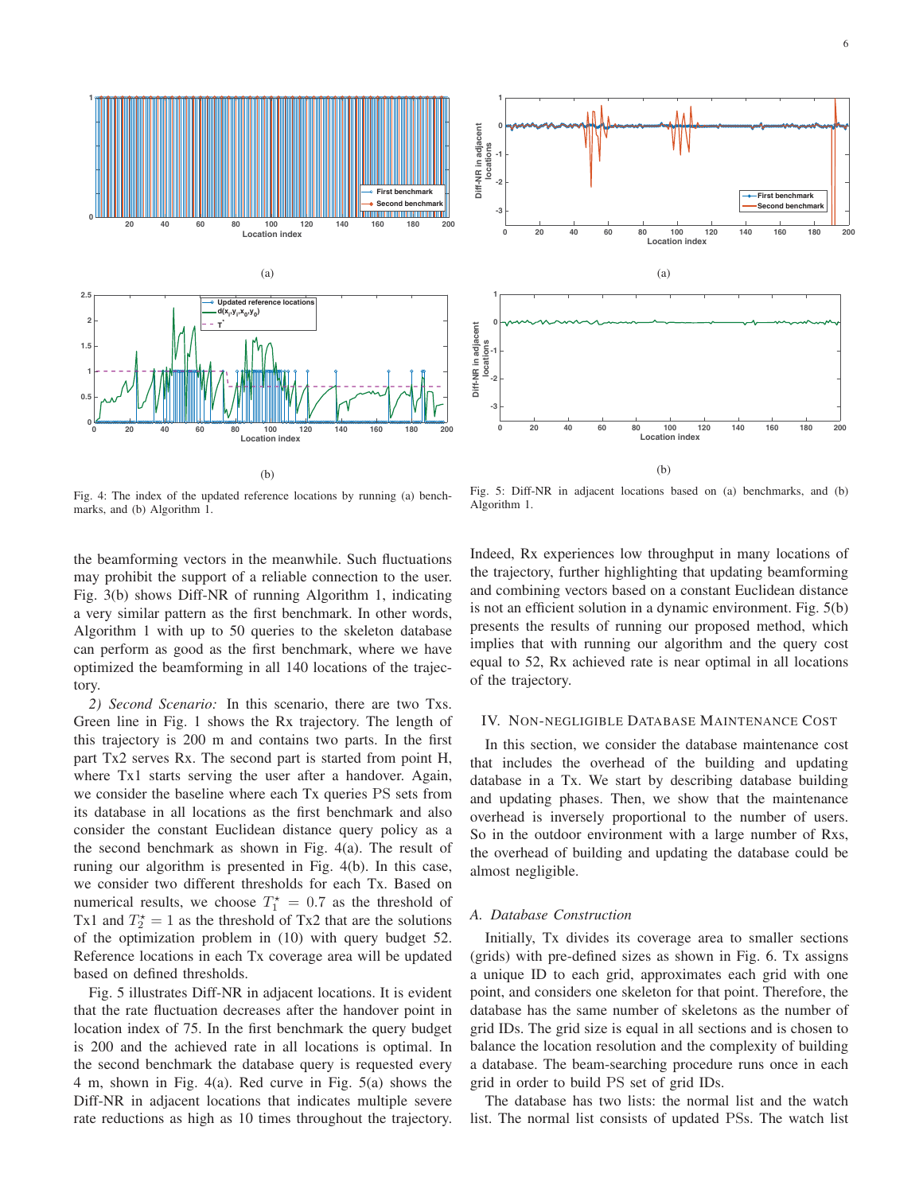Fig. 4: The index of the updated reference locations by running (a) benchmarks, and (b) Algorithm 1.

Fig. 5: Diff-NR in adjacent locations based on (a) benchmarks, and (b) Algorithm 1.

the beamforming vectors in the meanwhile. Such fluctuations may prohibit the support of a reliable connection to the user. Fig. 3(b) shows Diff-NR of running Algorithm 1, indicating a very similar pattern as the first benchmark. In other words, Algorithm 1 with up to 50 queries to the skeleton database can perform as good as the first benchmark, where we have optimized the beamforming in all 140 locations of the trajectory.

*2) Second Scenario:* In this scenario, there are two Txs. Green line in Fig. 1 shows the Rx trajectory. The length of this trajectory is 200 m and contains two parts. In the first part Tx2 serves Rx. The second part is started from point H, where Tx1 starts serving the user after a handover. Again, we consider the baseline where each Tx queries PS sets from its database in all locations as the first benchmark and also consider the constant Euclidean distance query policy as a the second benchmark as shown in Fig. 4(a). The result of runing our algorithm is presented in Fig. 4(b). In this case, we consider two different thresholds for each Tx. Based on numerical results, we choose $T_1^\star = 0.7$ as the threshold of Tx1 and $T_2^\star = 1$ as the threshold of Tx2 that are the solutions of the optimization problem in (10) with query budget 52. Reference locations in each Tx coverage area will be updated based on defined thresholds.

Fig. 5 illustrates Diff-NR in adjacent locations. It is evident that the rate fluctuation decreases after the handover point in location index of 75. In the first benchmark the query budget is 200 and the achieved rate in all locations is optimal. In the second benchmark the database query is requested every 4 m, shown in Fig. 4(a). Red curve in Fig. 5(a) shows the Diff-NR in adjacent locations that indicates multiple severe rate reductions as high as 10 times throughout the trajectory. Indeed, Rx experiences low throughput in many locations of the trajectory, further highlighting that updating beamforming and combining vectors based on a constant Euclidean distance is not an efficient solution in a dynamic environment. Fig. 5(b) presents the results of running our proposed method, which implies that with running our algorithm and the query cost equal to 52, Rx achieved rate is near optimal in all locations of the trajectory.

## IV. Non-Negligible Database Maintenance Cost

In this section, we consider the database maintenance cost that includes the overhead of the building and updating database in a Tx. We start by describing database building and updating phases. Then, we show that the maintenance overhead is inversely proportional to the number of users. So in the outdoor environment with a large number of Rxs, the overhead of building and updating the database could be almost negligible.

### A. Database Construction

Initially, Tx divides its coverage area to smaller sections (grids) with pre-defined sizes as shown in Fig. 6. Tx assigns a unique ID to each grid, approximates each grid with one point, and considers one skeleton for that point. Therefore, the database has the same number of skeletons as the number of grid IDs. The grid size is equal in all sections and is chosen to balance the location resolution and the complexity of building a database. The beam-searching procedure runs once in each grid in order to build PS set of grid IDs.

The database has two lists: the normal list and the watch list. The normal list consists of updated PSs. The watch list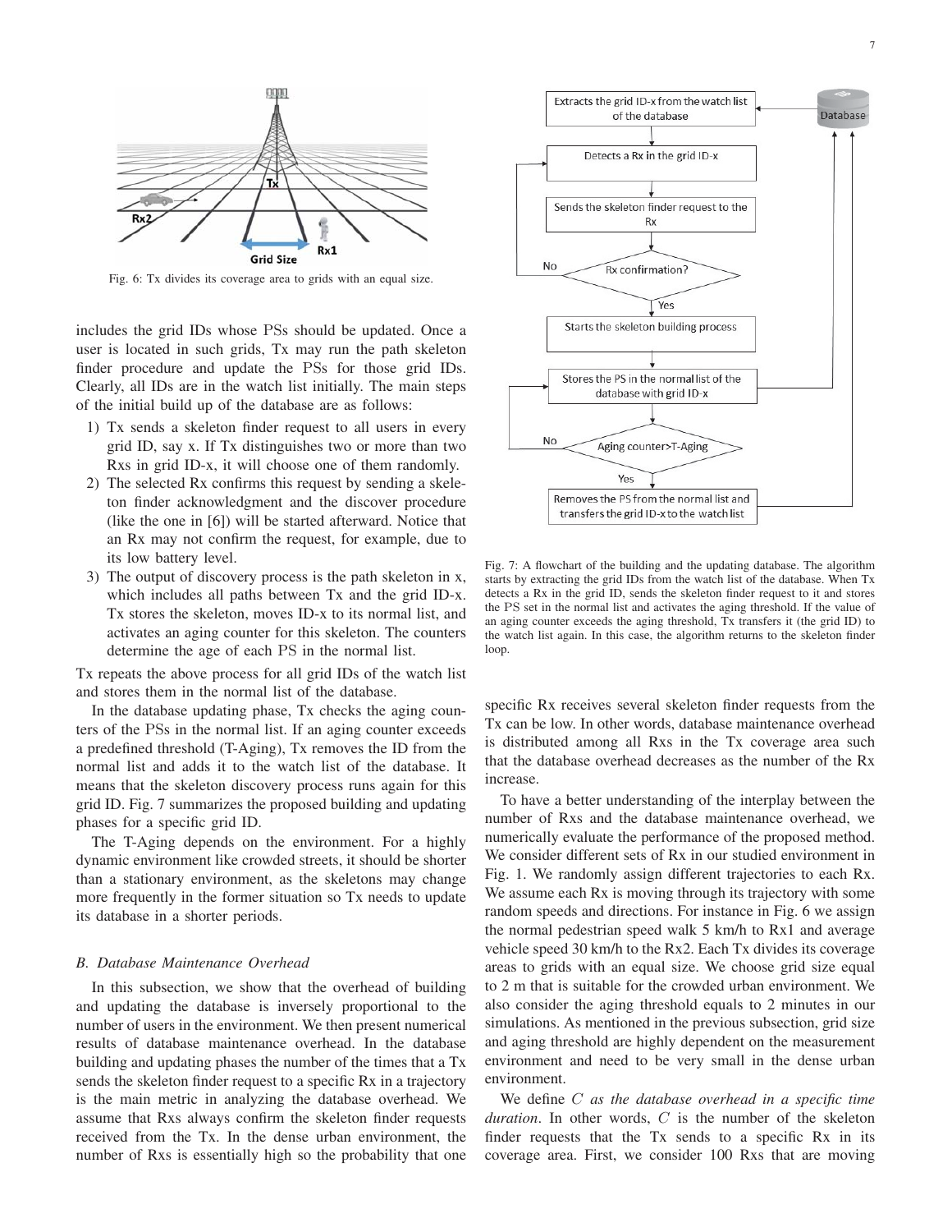Fig. 6: Tx divides its coverage area to grids with an equal size.

includes the grid IDs whose PSs should be updated. Once a user is located in such grids, Tx may run the path skeleton finder procedure and update the PSs for those grid IDs. Clearly, all IDs are in the watch list initially. The main steps of the initial build up of the database are as follows:

1) Tx sends a skeleton finder request to all users in every grid ID, say x. If Tx distinguishes two or more than two Rxs in grid ID-x, it will choose one of them randomly.
2) The selected Rx confirms this request by sending a skeleton finder acknowledgment and the discover procedure (like the one in [6]) will be started afterward. Notice that an Rx may not confirm the request, for example, due to its low battery level.
3) The output of discovery process is the path skeleton in x, which includes all paths between Tx and the grid ID-x. Tx stores the skeleton, moves ID-x to its normal list, and activates an aging counter for this skeleton. The counters determine the age of each PS in the normal list.

Tx repeats the above process for all grid IDs of the watch list and stores them in the normal list of the database.

In the database updating phase, Tx checks the aging counters of the PSs in the normal list. If an aging counter exceeds a predefined threshold (T-Aging), Tx removes the ID from the normal list and adds it to the watch list of the database. It means that the skeleton discovery process runs again for this grid ID. Fig. 7 summarizes the proposed building and updating phases for a specific grid ID.

The T-Aging depends on the environment. For a highly dynamic environment like crowded streets, it should be shorter than a stationary environment, as the skeletons may change more frequently in the former situation so Tx needs to update its database in a shorter periods.

### B. Database Maintenance Overhead

In this subsection, we show that the overhead of building and updating the database is inversely proportional to the number of users in the environment. We then present numerical results of database maintenance overhead. In the database building and updating phases the number of the times that a Tx sends the skeleton finder request to a specific Rx in a trajectory is the main metric in analyzing the database overhead. We assume that Rxs always confirm the skeleton finder requests received from the Tx. In the dense urban environment, the number of Rxs is essentially high so the probability that one specific Rx receives several skeleton finder requests from the Tx can be low. In other words, database maintenance overhead is distributed among all Rxs in the Tx coverage area such that the database overhead decreases as the number of the Rx increase.

Fig. 7: A flowchart of the building and the updating database. The algorithm starts by extracting the grid IDs from the watch list of the database. When Tx detects a Rx in the grid ID, sends the skeleton finder request to it and stores the PS set in the normal list and activates the aging threshold. If the value of an aging counter exceeds the aging threshold, Tx transfers it (the grid ID) to the watch list again. In this case, the algorithm returns to the skeleton finder loop.

To have a better understanding of the interplay between the number of Rxs and the database maintenance overhead, we numerically evaluate the performance of the proposed method. We consider different sets of Rx in our studied environment in Fig. 1. We randomly assign different trajectories to each Rx. We assume each Rx is moving through its trajectory with some random speeds and directions. For instance in Fig. 6 we assign the normal pedestrian speed walk 5 km/h to Rx1 and average vehicle speed 30 km/h to the Rx2. Each Tx divides its coverage areas to grids with an equal size. We choose grid size equal to 2 m that is suitable for the crowded urban environment. We also consider the aging threshold equals to 2 minutes in our simulations. As mentioned in the previous subsection, grid size and aging threshold are highly dependent on the measurement environment and need to be very small in the dense urban environment.

We define $C$ *as the database overhead in a specific time duration*. In other words, $C$ is the number of the skeleton finder requests that the Tx sends to a specific Rx in its coverage area. First, we consider 100 Rxs that are moving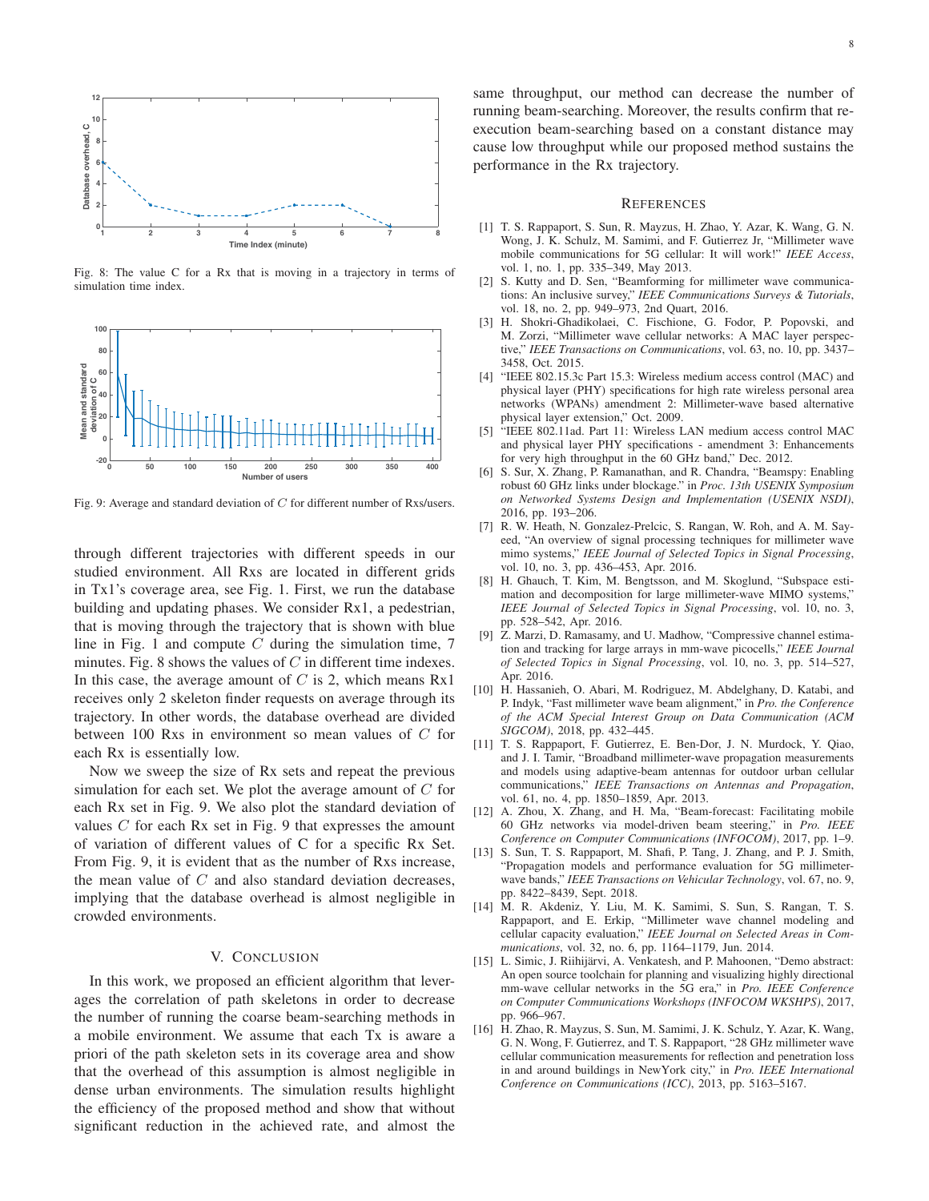12
10
8
6
4
2
0
Database overhead, C
1 2 3 4 5 6 7 8
Time Index (minute)

Fig. 8: The value C for a Rx that is moving in a trajectory in terms of simulation time index.

100
80
60
40
20
0
-20
Mean and standard deviation of C
0 50 100 150 200 250 300 350 400
Number of users

Fig. 9: Average and standard deviation of $C$ for different number of Rxs/users.

through different trajectories with different speeds in our studied environment. All Rxs are located in different grids in Tx1's coverage area, see Fig. 1. First, we run the database building and updating phases. We consider Rx1, a pedestrian, that is moving through the trajectory that is shown with blue line in Fig. 1 and compute $C$ during the simulation time, 7 minutes. Fig. 8 shows the values of $C$ in different time indexes. In this case, the average amount of $C$ is 2, which means Rx1 receives only 2 skeleton finder requests on average through its trajectory. In other words, the database overhead are divided between 100 Rxs in environment so mean values of $C$ for each Rx is essentially low.

Now we sweep the size of Rx sets and repeat the previous simulation for each set. We plot the average amount of $C$ for each Rx set in Fig. 9. We also plot the standard deviation of values $C$ for each Rx set in Fig. 9 that expresses the amount of variation of different values of C for a specific Rx Set. From Fig. 9, it is evident that as the number of Rxs increase, the mean value of $C$ and also standard deviation decreases, implying that the database overhead is almost negligible in crowded environments.

## V. Conclusion

In this work, we proposed an efficient algorithm that leverages the correlation of path skeletons in order to decrease the number of running the coarse beam-searching methods in a mobile environment. We assume that each Tx is aware a priori of the path skeleton sets in its coverage area and show that the overhead of this assumption is almost negligible in dense urban environments. The simulation results highlight the efficiency of the proposed method and show that without significant reduction in the achieved rate, and almost the same throughput, our method can decrease the number of running beam-searching. Moreover, the results confirm that re-execution beam-searching based on a constant distance may cause low throughput while our proposed method sustains the performance in the Rx trajectory.

## References

[1] T. S. Rappaport, S. Sun, R. Mayzus, H. Zhao, Y. Azar, K. Wang, G. N. Wong, J. K. Schulz, M. Samimi, and F. Gutierrez Jr, "Millimeter wave mobile communications for 5G cellular: It will work!" *IEEE Access*, vol. 1, no. 1, pp. 335–349, May 2013.

[2] S. Kutty and D. Sen, "Beamforming for millimeter wave communications: An inclusive survey," *IEEE Communications Surveys & Tutorials*, vol. 18, no. 2, pp. 949–973, 2nd Quart, 2016.

[3] H. Shokri-Ghadikolaei, C. Fischione, G. Fodor, P. Popovski, and M. Zorzi, "Millimeter wave cellular networks: A MAC layer perspective," *IEEE Transactions on Communications*, vol. 63, no. 10, pp. 3437–3458, Oct. 2015.

[4] "IEEE 802.15.3c Part 15.3: Wireless medium access control (MAC) and physical layer (PHY) specifications for high rate wireless personal area networks (WPANs) amendment 2: Millimeter-wave based alternative physical layer extension," Oct. 2009.

[5] "IEEE 802.11ad. Part 11: Wireless LAN medium access control MAC and physical layer PHY specifications - amendment 3: Enhancements for very high throughput in the 60 GHz band," Dec. 2012.

[6] S. Sur, X. Zhang, P. Ramanathan, and R. Chandra, "Beamspy: Enabling robust 60 GHz links under blockage." in *Proc. 13th USENIX Symposium on Networked Systems Design and Implementation (USENIX NSDI)*, 2016, pp. 193–206.

[7] R. W. Heath, N. Gonzalez-Prelcic, S. Rangan, W. Roh, and A. M. Sayeed, "An overview of signal processing techniques for millimeter wave mimo systems," *IEEE Journal of Selected Topics in Signal Processing*, vol. 10, no. 3, pp. 436–453, Apr. 2016.

[8] H. Ghauch, T. Kim, M. Bengtsson, and M. Skoglund, "Subspace estimation and decomposition for large millimeter-wave MIMO systems," *IEEE Journal of Selected Topics in Signal Processing*, vol. 10, no. 3, pp. 528–542, Apr. 2016.

[9] Z. Marzi, D. Ramasamy, and U. Madhow, "Compressive channel estimation and tracking for large arrays in mm-wave picocells," *IEEE Journal of Selected Topics in Signal Processing*, vol. 10, no. 3, pp. 514–527, Apr. 2016.

[10] H. Hassanieh, O. Abari, M. Rodriguez, M. Abdelghany, D. Katabi, and P. Indyk, "Fast millimeter wave beam alignment," in *Pro. the Conference of the ACM Special Interest Group on Data Communication (ACM SIGCOM)*, 2018, pp. 432–445.

[11] T. S. Rappaport, F. Gutierrez, E. Ben-Dor, J. N. Murdock, Y. Qiao, and J. I. Tamir, "Broadband millimeter-wave propagation measurements and models using adaptive-beam antennas for outdoor urban cellular communications," *IEEE Transactions on Antennas and Propagation*, vol. 61, no. 4, pp. 1850–1859, Apr. 2013.

[12] A. Zhou, X. Zhang, and H. Ma, "Beam-forecast: Facilitating mobile 60 GHz networks via model-driven beam steering," in *Pro. IEEE Conference on Computer Communications (INFOCOM)*, 2017, pp. 1–9.

[13] S. Sun, T. S. Rappaport, M. Shafi, P. Tang, J. Zhang, and P. J. Smith, "Propagation models and performance evaluation for 5G millimeter-wave bands," *IEEE Transactions on Vehicular Technology*, vol. 67, no. 9, pp. 8422–8439, Sept. 2018.

[14] M. R. Akdeniz, Y. Liu, M. K. Samimi, S. Sun, S. Rangan, T. S. Rappaport, and E. Erkip, "Millimeter wave channel modeling and cellular capacity evaluation," *IEEE Journal on Selected Areas in Communications*, vol. 32, no. 6, pp. 1164–1179, Jun. 2014.

[15] L. Simic, J. Riihijärvi, A. Venkatesh, and P. Mahoonen, "Demo abstract: An open source toolchain for planning and visualizing highly directional mm-wave cellular networks in the 5G era," in *Pro. IEEE Conference on Computer Communications Workshops (INFOCOM WKSHPS)*, 2017, pp. 966–967.

[16] H. Zhao, R. Mayzus, S. Sun, M. Samimi, J. K. Schulz, Y. Azar, K. Wang, G. N. Wong, F. Gutierrez, and T. S. Rappaport, "28 GHz millimeter wave cellular communication measurements for reflection and penetration loss in and around buildings in NewYork city," in *Pro. IEEE International Conference on Communications (ICC)*, 2013, pp. 5163–5167.